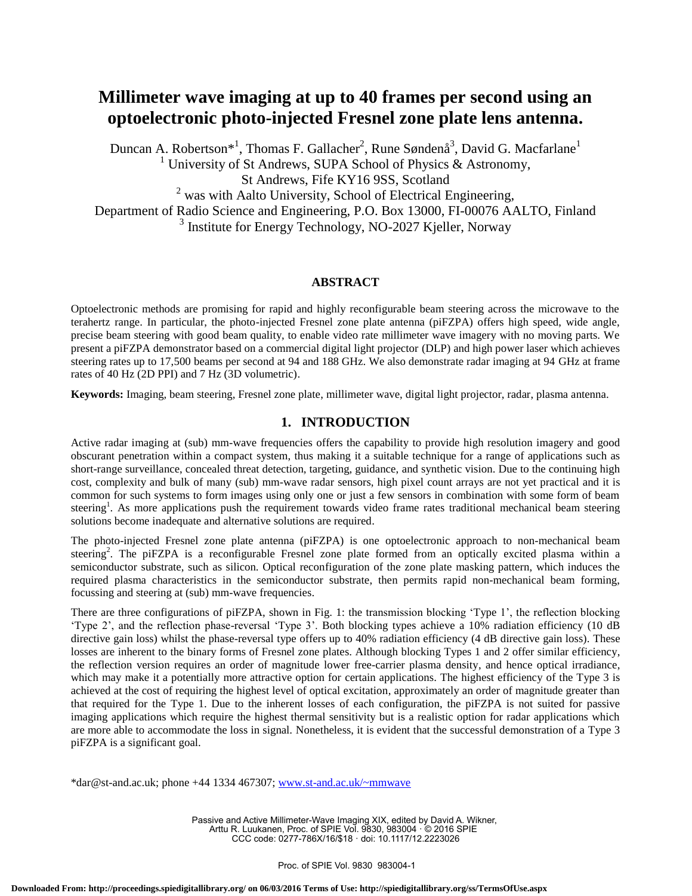# Millimeter wave imaging at up to 40 frames per second using an optoelectronic photo-injected Fresnel zone plate lens antenna.

Duncan A. Robertson*[1], Thomas F. Gallacher[2], Rune Søndenå[3], David G. Macfarlane[1]

[1] University of St Andrews, SUPA School of Physics & Astronomy, St Andrews, Fife KY16 9SS, Scotland

[2] was with Aalto University, School of Electrical Engineering, Department of Radio Science and Engineering, P.O. Box 13000, FI-00076 AALTO, Finland

[3] Institute for Energy Technology, NO-2027 Kjeller, Norway

## ABSTRACT

Optoelectronic methods are promising for rapid and highly reconfigurable beam steering across the microwave to the terahertz range. In particular, the photo-injected Fresnel zone plate antenna (piFZPA) offers high speed, wide angle, precise beam steering with good beam quality, to enable video rate millimeter wave imagery with no moving parts. We present a piFZPA demonstrator based on a commercial digital light projector (DLP) and high power laser which achieves steering rates up to 17,500 beams per second at 94 and 188 GHz. We also demonstrate radar imaging at 94 GHz at frame rates of 40 Hz (2D PPI) and 7 Hz (3D volumetric).

**Keywords:** Imaging, beam steering, Fresnel zone plate, millimeter wave, digital light projector, radar, plasma antenna.

## 1. INTRODUCTION

Active radar imaging at (sub) mm-wave frequencies offers the capability to provide high resolution imagery and good obscurant penetration within a compact system, thus making it a suitable technique for a range of applications such as short-range surveillance, concealed threat detection, targeting, guidance, and synthetic vision. Due to the continuing high cost, complexity and bulk of many (sub) mm-wave radar sensors, high pixel count arrays are not yet practical and it is common for such systems to form images using only one or just a few sensors in combination with some form of beam steering[1]. As more applications push the requirement towards video frame rates traditional mechanical beam steering solutions become inadequate and alternative solutions are required.

The photo-injected Fresnel zone plate antenna (piFZPA) is one optoelectronic approach to non-mechanical beam steering[2]. The piFZPA is a reconfigurable Fresnel zone plate formed from an optically excited plasma within a semiconductor substrate, such as silicon. Optical reconfiguration of the zone plate masking pattern, which induces the required plasma characteristics in the semiconductor substrate, then permits rapid non-mechanical beam forming, focussing and steering at (sub) mm-wave frequencies.

There are three configurations of piFZPA, shown in Fig. 1: the transmission blocking 'Type 1', the reflection blocking 'Type 2', and the reflection phase-reversal 'Type 3'. Both blocking types achieve a 10% radiation efficiency (10 dB directive gain loss) whilst the phase-reversal type offers up to 40% radiation efficiency (4 dB directive gain loss). These losses are inherent to the binary forms of Fresnel zone plates. Although blocking Types 1 and 2 offer similar efficiency, the reflection version requires an order of magnitude lower free-carrier plasma density, and hence optical irradiance, which may make it a potentially more attractive option for certain applications. The highest efficiency of the Type 3 is achieved at the cost of requiring the highest level of optical excitation, approximately an order of magnitude greater than that required for the Type 1. Due to the inherent losses of each configuration, the piFZPA is not suited for passive imaging applications which require the highest thermal sensitivity but is a realistic option for radar applications which are more able to accommodate the loss in signal. Nonetheless, it is evident that the successful demonstration of a Type 3 piFZPA is a significant goal.

*dar@st-and.ac.uk; phone +44 1334 467307; www.st-and.ac.uk/~mmwave

Passive and Active Millimeter-Wave Imaging XIX, edited by David A. Wikner, Arttu R. Luukanen, Proc. of SPIE Vol. 9830, 983004 · © 2016 SPIE CCC code: 0277-786X/16/$18 · doi: 10.1117/12.2223026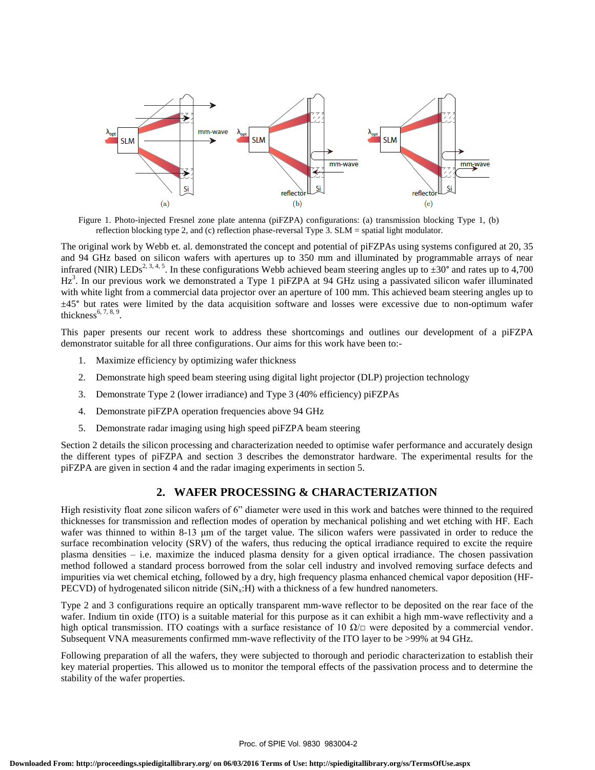λopt

SLM

mm-wave

Si

(a)

λopt

SLM

mm-wave

reflector

Si

(b)

λopt

SLM

mm-wave

reflector

Si

(c)

Figure 1. Photo-injected Fresnel zone plate antenna (piFZPA) configurations: (a) transmission blocking Type 1, (b) reflection blocking type 2, and (c) reflection phase-reversal Type 3. SLM = spatial light modulator.

The original work by Webb et. al. demonstrated the concept and potential of piFZPAs using systems configured at 20, 35 and 94 GHz based on silicon wafers with apertures up to 350 mm and illuminated by programmable arrays of near infrared (NIR) LEDs[2, 3, 4, 5]. In these configurations Webb achieved beam steering angles up to ±30° and rates up to 4,700 Hz[3]. In our previous work we demonstrated a Type 1 piFZPA at 94 GHz using a passivated silicon wafer illuminated with white light from a commercial data projector over an aperture of 100 mm. This achieved beam steering angles up to ±45° but rates were limited by the data acquisition software and losses were excessive due to non-optimum wafer thickness[6, 7, 8, 9].

This paper presents our recent work to address these shortcomings and outlines our development of a piFZPA demonstrator suitable for all three configurations. Our aims for this work have been to:-

1. Maximize efficiency by optimizing wafer thickness
2. Demonstrate high speed beam steering using digital light projector (DLP) projection technology
3. Demonstrate Type 2 (lower irradiance) and Type 3 (40% efficiency) piFZPAs
4. Demonstrate piFZPA operation frequencies above 94 GHz
5. Demonstrate radar imaging using high speed piFZPA beam steering

Section 2 details the silicon processing and characterization needed to optimise wafer performance and accurately design the different types of piFZPA and section 3 describes the demonstrator hardware. The experimental results for the piFZPA are given in section 4 and the radar imaging experiments in section 5.

## 2. WAFER PROCESSING & CHARACTERIZATION

High resistivity float zone silicon wafers of 6" diameter were used in this work and batches were thinned to the required thicknesses for transmission and reflection modes of operation by mechanical polishing and wet etching with HF. Each wafer was thinned to within 8-13 μm of the target value. The silicon wafers were passivated in order to reduce the surface recombination velocity (SRV) of the wafers, thus reducing the optical irradiance required to excite the require plasma densities – i.e. maximize the induced plasma density for a given optical irradiance. The chosen passivation method followed a standard process borrowed from the solar cell industry and involved removing surface defects and impurities via wet chemical etching, followed by a dry, high frequency plasma enhanced chemical vapor deposition (HF-PECVD) of hydrogenated silicon nitride ($SiN_x$:H) with a thickness of a few hundred nanometers.

Type 2 and 3 configurations require an optically transparent mm-wave reflector to be deposited on the rear face of the wafer. Indium tin oxide (ITO) is a suitable material for this purpose as it can exhibit a high mm-wave reflectivity and a high optical transmission. ITO coatings with a surface resistance of 10 Ω/□ were deposited by a commercial vendor. Subsequent VNA measurements confirmed mm-wave reflectivity of the ITO layer to be >99% at 94 GHz.

Following preparation of all the wafers, they were subjected to thorough and periodic characterization to establish their key material properties. This allowed us to monitor the temporal effects of the passivation process and to determine the stability of the wafer properties.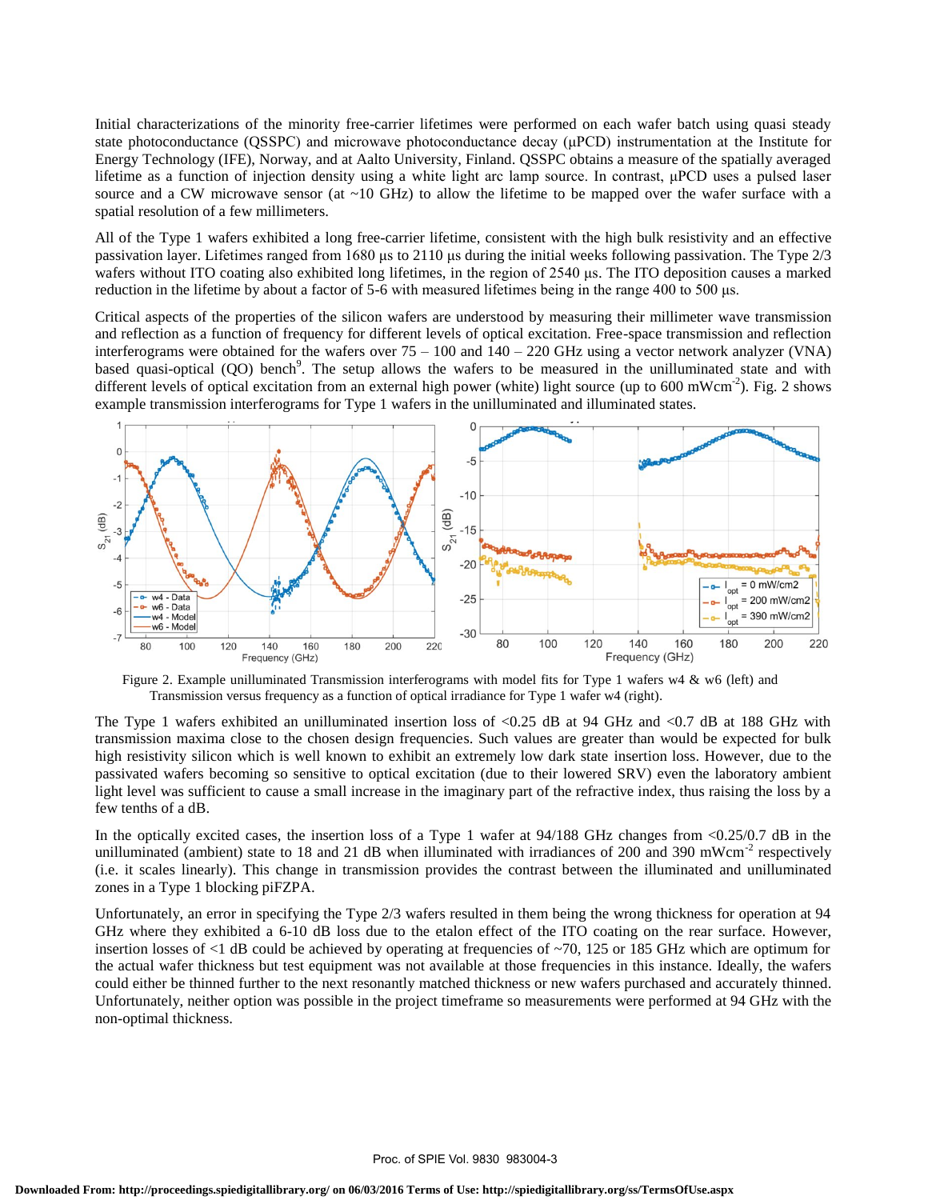Initial characterizations of the minority free-carrier lifetimes were performed on each wafer batch using quasi steady state photoconductance (QSSPC) and microwave photoconductance decay (μPCD) instrumentation at the Institute for Energy Technology (IFE), Norway, and at Aalto University, Finland. QSSPC obtains a measure of the spatially averaged lifetime as a function of injection density using a white light arc lamp source. In contrast, μPCD uses a pulsed laser source and a CW microwave sensor (at ~10 GHz) to allow the lifetime to be mapped over the wafer surface with a spatial resolution of a few millimeters.

All of the Type 1 wafers exhibited a long free-carrier lifetime, consistent with the high bulk resistivity and an effective passivation layer. Lifetimes ranged from 1680 μs to 2110 μs during the initial weeks following passivation. The Type 2/3 wafers without ITO coating also exhibited long lifetimes, in the region of 2540 μs. The ITO deposition causes a marked reduction in the lifetime by about a factor of 5-6 with measured lifetimes being in the range 400 to 500 μs.

Critical aspects of the properties of the silicon wafers are understood by measuring their millimeter wave transmission and reflection as a function of frequency for different levels of optical excitation. Free-space transmission and reflection interferograms were obtained for the wafers over 75 – 100 and 140 – 220 GHz using a vector network analyzer (VNA) based quasi-optical (QO) bench[9]. The setup allows the wafers to be measured in the unilluminated state and with different levels of optical excitation from an external high power (white) light source (up to 600 mWcm$^{-2}$). Fig. 2 shows example transmission interferograms for Type 1 wafers in the unilluminated and illuminated states.

S21 (dB)
Frequency (GHz)
w4 - Data
w6 - Data
w4 - Model
w6 - Model

S21 (dB)
Frequency (GHz)
Iopt = 0 mW/cm2
Iopt = 200 mW/cm2
Iopt = 390 mW/cm2

Figure 2. Example unilluminated Transmission interferograms with model fits for Type 1 wafers w4 & w6 (left) and Transmission versus frequency as a function of optical irradiance for Type 1 wafer w4 (right).

The Type 1 wafers exhibited an unilluminated insertion loss of <0.25 dB at 94 GHz and <0.7 dB at 188 GHz with transmission maxima close to the chosen design frequencies. Such values are greater than would be expected for bulk high resistivity silicon which is well known to exhibit an extremely low dark state insertion loss. However, due to the passivated wafers becoming so sensitive to optical excitation (due to their lowered SRV) even the laboratory ambient light level was sufficient to cause a small increase in the imaginary part of the refractive index, thus raising the loss by a few tenths of a dB.

In the optically excited cases, the insertion loss of a Type 1 wafer at 94/188 GHz changes from <0.25/0.7 dB in the unilluminated (ambient) state to 18 and 21 dB when illuminated with irradiances of 200 and 390 mWcm$^{-2}$ respectively (i.e. it scales linearly). This change in transmission provides the contrast between the illuminated and unilluminated zones in a Type 1 blocking piFZPA.

Unfortunately, an error in specifying the Type 2/3 wafers resulted in them being the wrong thickness for operation at 94 GHz where they exhibited a 6-10 dB loss due to the etalon effect of the ITO coating on the rear surface. However, insertion losses of <1 dB could be achieved by operating at frequencies of ~70, 125 or 185 GHz which are optimum for the actual wafer thickness but test equipment was not available at those frequencies in this instance. Ideally, the wafers could either be thinned further to the next resonantly matched thickness or new wafers purchased and accurately thinned. Unfortunately, neither option was possible in the project timeframe so measurements were performed at 94 GHz with the non-optimal thickness.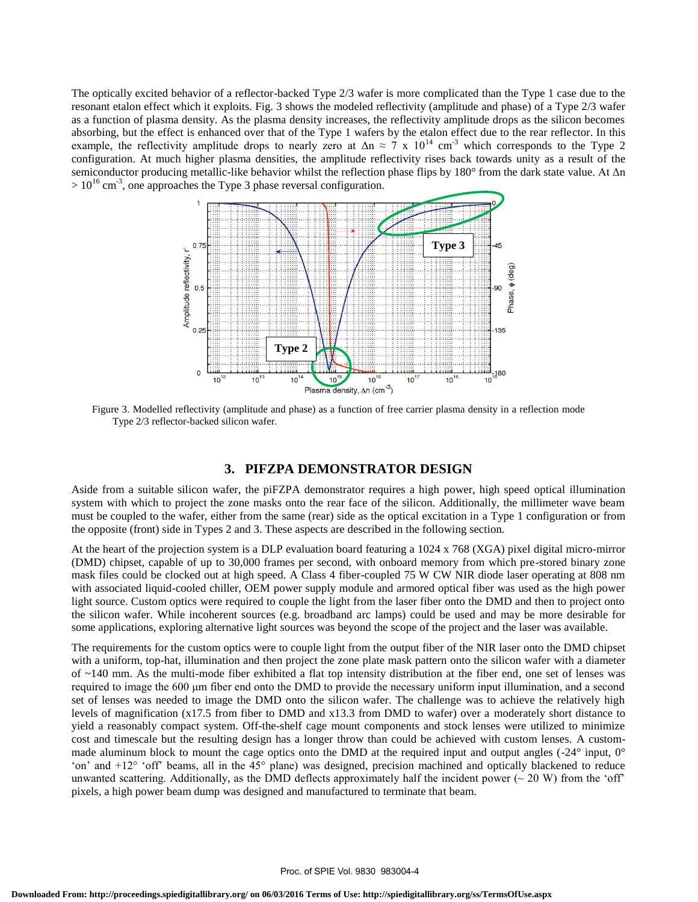The optically excited behavior of a reflector-backed Type 2/3 wafer is more complicated than the Type 1 case due to the resonant etalon effect which it exploits. Fig. 3 shows the modeled reflectivity (amplitude and phase) of a Type 2/3 wafer as a function of plasma density. As the plasma density increases, the reflectivity amplitude drops as the silicon becomes absorbing, but the effect is enhanced over that of the Type 1 wafers by the etalon effect due to the rear reflector. In this example, the reflectivity amplitude drops to nearly zero at $\Delta n \approx 7 \times 10^{14}$ cm$^{-3}$ which corresponds to the Type 2 configuration. At much higher plasma densities, the amplitude reflectivity rises back towards unity as a result of the semiconductor producing metallic-like behavior whilst the reflection phase flips by 180° from the dark state value. At $\Delta n > 10^{16}$ cm$^{-3}$, one approaches the Type 3 phase reversal configuration.

Amplitude reflectivity, r′

Phase, φ (deg)

Plasma density, Δn (cm$^{-3}$)

Type 2

Type 3

Figure 3. Modelled reflectivity (amplitude and phase) as a function of free carrier plasma density in a reflection mode Type 2/3 reflector-backed silicon wafer.

## 3. PIFZPA DEMONSTRATOR DESIGN

Aside from a suitable silicon wafer, the piFZPA demonstrator requires a high power, high speed optical illumination system with which to project the zone masks onto the rear face of the silicon. Additionally, the millimeter wave beam must be coupled to the wafer, either from the same (rear) side as the optical excitation in a Type 1 configuration or from the opposite (front) side in Types 2 and 3. These aspects are described in the following section.

At the heart of the projection system is a DLP evaluation board featuring a 1024 x 768 (XGA) pixel digital micro-mirror (DMD) chipset, capable of up to 30,000 frames per second, with onboard memory from which pre-stored binary zone mask files could be clocked out at high speed. A Class 4 fiber-coupled 75 W CW NIR diode laser operating at 808 nm with associated liquid-cooled chiller, OEM power supply module and armored optical fiber was used as the high power light source. Custom optics were required to couple the light from the laser fiber onto the DMD and then to project onto the silicon wafer. While incoherent sources (e.g. broadband arc lamps) could be used and may be more desirable for some applications, exploring alternative light sources was beyond the scope of the project and the laser was available.

The requirements for the custom optics were to couple light from the output fiber of the NIR laser onto the DMD chipset with a uniform, top-hat, illumination and then project the zone plate mask pattern onto the silicon wafer with a diameter of ~140 mm. As the multi-mode fiber exhibited a flat top intensity distribution at the fiber end, one set of lenses was required to image the 600 μm fiber end onto the DMD to provide the necessary uniform input illumination, and a second set of lenses was needed to image the DMD onto the silicon wafer. The challenge was to achieve the relatively high levels of magnification (x17.5 from fiber to DMD and x13.3 from DMD to wafer) over a moderately short distance to yield a reasonably compact system. Off-the-shelf cage mount components and stock lenses were utilized to minimize cost and timescale but the resulting design has a longer throw than could be achieved with custom lenses. A custom-made aluminum block to mount the cage optics onto the DMD at the required input and output angles (-24° input, 0° 'on' and +12° 'off' beams, all in the 45° plane) was designed, precision machined and optically blackened to reduce unwanted scattering. Additionally, as the DMD deflects approximately half the incident power (~ 20 W) from the 'off' pixels, a high power beam dump was designed and manufactured to terminate that beam.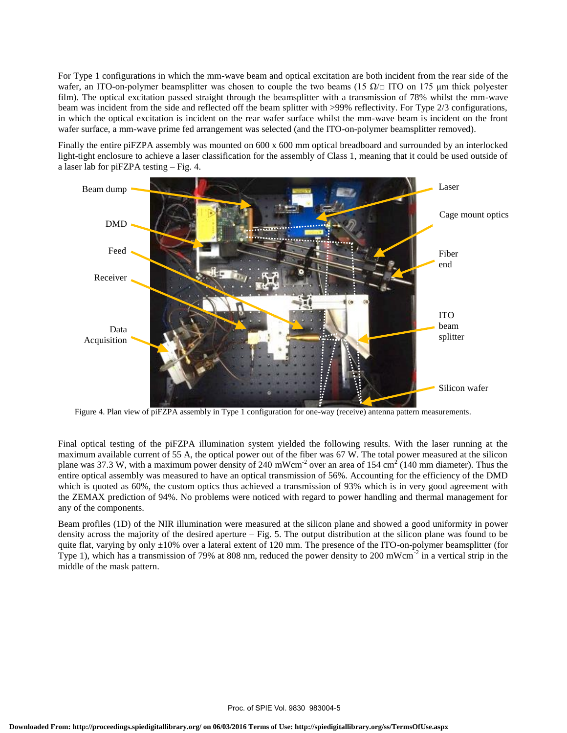For Type 1 configurations in which the mm-wave beam and optical excitation are both incident from the rear side of the wafer, an ITO-on-polymer beamsplitter was chosen to couple the two beams (15 Ω/□ ITO on 175 µm thick polyester film). The optical excitation passed straight through the beamsplitter with a transmission of 78% whilst the mm-wave beam was incident from the side and reflected off the beam splitter with >99% reflectivity. For Type 2/3 configurations, in which the optical excitation is incident on the rear wafer surface whilst the mm-wave beam is incident on the front wafer surface, a mm-wave prime fed arrangement was selected (and the ITO-on-polymer beamsplitter removed).

Finally the entire piFZPA assembly was mounted on 600 x 600 mm optical breadboard and surrounded by an interlocked light-tight enclosure to achieve a laser classification for the assembly of Class 1, meaning that it could be used outside of a laser lab for piFZPA testing – Fig. 4.

Beam dump

DMD

Feed

Receiver

Data Acquisition

Laser

Cage mount optics

Fiber end

ITO beam splitter

Silicon wafer

Figure 4. Plan view of piFZPA assembly in Type 1 configuration for one-way (receive) antenna pattern measurements.

Final optical testing of the piFZPA illumination system yielded the following results. With the laser running at the maximum available current of 55 A, the optical power out of the fiber was 67 W. The total power measured at the silicon plane was 37.3 W, with a maximum power density of 240 mWcm$^{-2}$ over an area of 154 cm$^2$ (140 mm diameter). Thus the entire optical assembly was measured to have an optical transmission of 56%. Accounting for the efficiency of the DMD which is quoted as 60%, the custom optics thus achieved a transmission of 93% which is in very good agreement with the ZEMAX prediction of 94%. No problems were noticed with regard to power handling and thermal management for any of the components.

Beam profiles (1D) of the NIR illumination were measured at the silicon plane and showed a good uniformity in power density across the majority of the desired aperture – Fig. 5. The output distribution at the silicon plane was found to be quite flat, varying by only ±10% over a lateral extent of 120 mm. The presence of the ITO-on-polymer beamsplitter (for Type 1), which has a transmission of 79% at 808 nm, reduced the power density to 200 mWcm$^{-2}$ in a vertical strip in the middle of the mask pattern.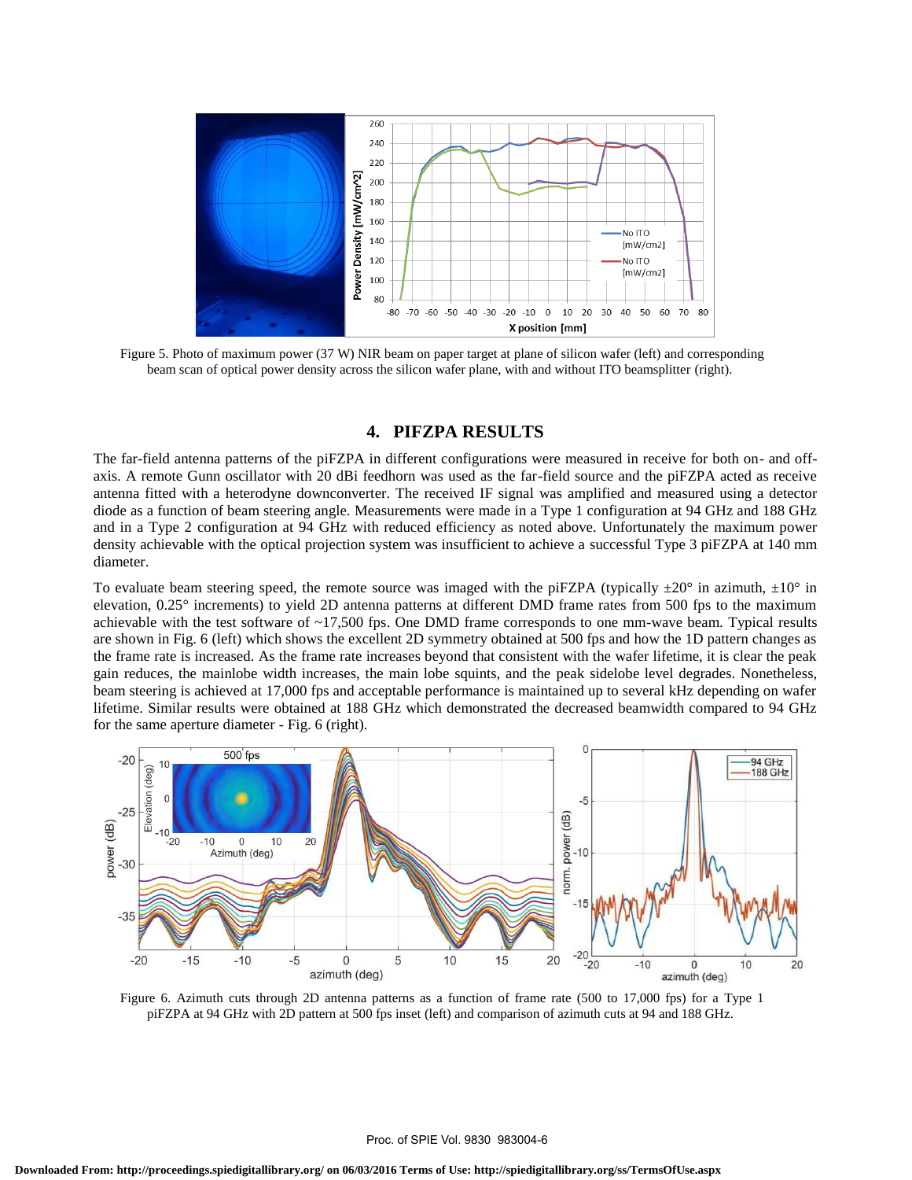260
240
220
200
180
160
140
120
100
80
Power Density [mW/cm^2]
-80 -70 -60 -50 -40 -30 -20 -10 0 10 20 30 40 50 60 70 80
X position [mm]
No ITO [mW/cm2]
No ITO [mW/cm2]

Figure 5. Photo of maximum power (37 W) NIR beam on paper target at plane of silicon wafer (left) and corresponding beam scan of optical power density across the silicon wafer plane, with and without ITO beamsplitter (right).

## 4. PIFZPA RESULTS

The far-field antenna patterns of the piFZPA in different configurations were measured in receive for both on- and off-axis. A remote Gunn oscillator with 20 dBi feedhorn was used as the far-field source and the piFZPA acted as receive antenna fitted with a heterodyne downconverter. The received IF signal was amplified and measured using a detector diode as a function of beam steering angle. Measurements were made in a Type 1 configuration at 94 GHz and 188 GHz and in a Type 2 configuration at 94 GHz with reduced efficiency as noted above. Unfortunately the maximum power density achievable with the optical projection system was insufficient to achieve a successful Type 3 piFZPA at 140 mm diameter.

To evaluate beam steering speed, the remote source was imaged with the piFZPA (typically ±20° in azimuth, ±10° in elevation, 0.25° increments) to yield 2D antenna patterns at different DMD frame rates from 500 fps to the maximum achievable with the test software of ~17,500 fps. One DMD frame corresponds to one mm-wave beam. Typical results are shown in Fig. 6 (left) which shows the excellent 2D symmetry obtained at 500 fps and how the 1D pattern changes as the frame rate is increased. As the frame rate increases beyond that consistent with the wafer lifetime, it is clear the peak gain reduces, the mainlobe width increases, the main lobe squints, and the peak sidelobe level degrades. Nonetheless, beam steering is achieved at 17,000 fps and acceptable performance is maintained up to several kHz depending on wafer lifetime. Similar results were obtained at 188 GHz which demonstrated the decreased beamwidth compared to 94 GHz for the same aperture diameter - Fig. 6 (right).

500 fps
Elevation (deg)
Azimuth (deg)
power (dB)
azimuth (deg)
norm. power (dB)
94 GHz
188 GHz
azimuth (deg)

Figure 6. Azimuth cuts through 2D antenna patterns as a function of frame rate (500 to 17,000 fps) for a Type 1 piFZPA at 94 GHz with 2D pattern at 500 fps inset (left) and comparison of azimuth cuts at 94 and 188 GHz.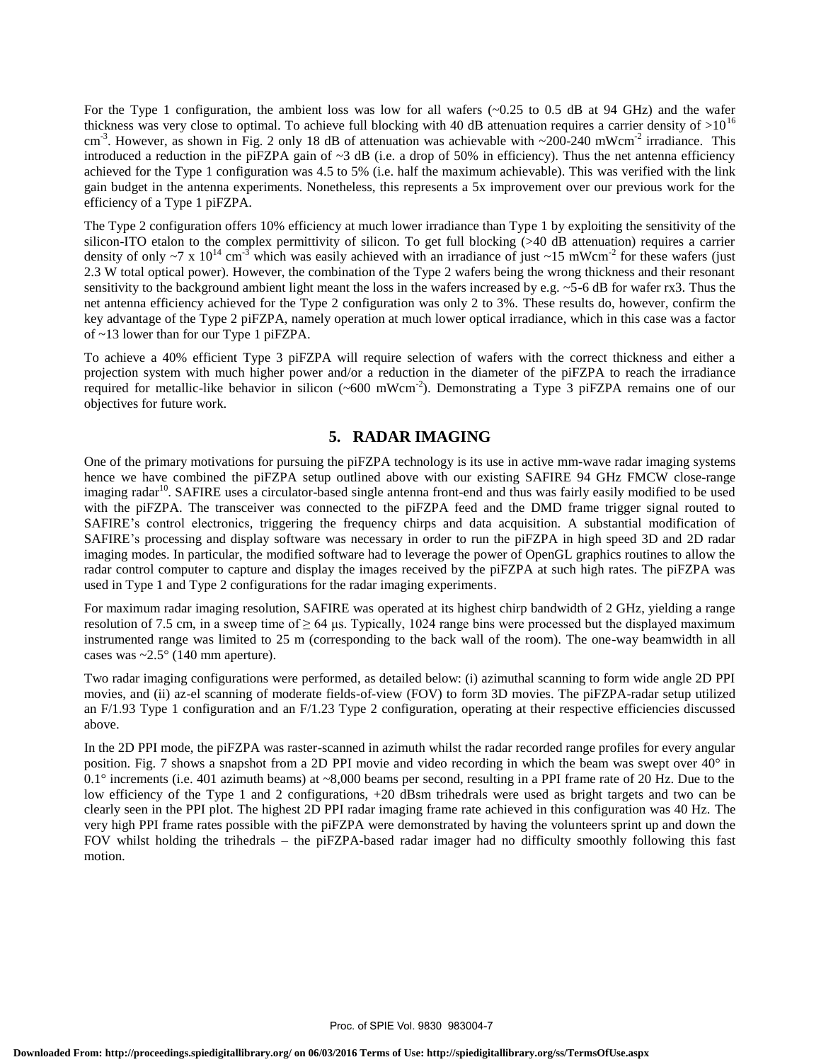For the Type 1 configuration, the ambient loss was low for all wafers (~0.25 to 0.5 dB at 94 GHz) and the wafer thickness was very close to optimal. To achieve full blocking with 40 dB attenuation requires a carrier density of $>10^{16}$ $cm^{-3}$. However, as shown in Fig. 2 only 18 dB of attenuation was achievable with ~200-240 $mWcm^{-2}$ irradiance. This introduced a reduction in the piFZPA gain of ~3 dB (i.e. a drop of 50% in efficiency). Thus the net antenna efficiency achieved for the Type 1 configuration was 4.5 to 5% (i.e. half the maximum achievable). This was verified with the link gain budget in the antenna experiments. Nonetheless, this represents a 5x improvement over our previous work for the efficiency of a Type 1 piFZPA.

The Type 2 configuration offers 10% efficiency at much lower irradiance than Type 1 by exploiting the sensitivity of the silicon-ITO etalon to the complex permittivity of silicon. To get full blocking (>40 dB attenuation) requires a carrier density of only ~7 x $10^{14}$ $cm^{-3}$ which was easily achieved with an irradiance of just ~15 $mWcm^{-2}$ for these wafers (just 2.3 W total optical power). However, the combination of the Type 2 wafers being the wrong thickness and their resonant sensitivity to the background ambient light meant the loss in the wafers increased by e.g. ~5-6 dB for wafer rx3. Thus the net antenna efficiency achieved for the Type 2 configuration was only 2 to 3%. These results do, however, confirm the key advantage of the Type 2 piFZPA, namely operation at much lower optical irradiance, which in this case was a factor of ~13 lower than for our Type 1 piFZPA.

To achieve a 40% efficient Type 3 piFZPA will require selection of wafers with the correct thickness and either a projection system with much higher power and/or a reduction in the diameter of the piFZPA to reach the irradiance required for metallic-like behavior in silicon (~600 $mWcm^{-2}$). Demonstrating a Type 3 piFZPA remains one of our objectives for future work.

## 5. RADAR IMAGING

One of the primary motivations for pursuing the piFZPA technology is its use in active mm-wave radar imaging systems hence we have combined the piFZPA setup outlined above with our existing SAFIRE 94 GHz FMCW close-range imaging radar[10]. SAFIRE uses a circulator-based single antenna front-end and thus was fairly easily modified to be used with the piFZPA. The transceiver was connected to the piFZPA feed and the DMD frame trigger signal routed to SAFIRE's control electronics, triggering the frequency chirps and data acquisition. A substantial modification of SAFIRE's processing and display software was necessary in order to run the piFZPA in high speed 3D and 2D radar imaging modes. In particular, the modified software had to leverage the power of OpenGL graphics routines to allow the radar control computer to capture and display the images received by the piFZPA at such high rates. The piFZPA was used in Type 1 and Type 2 configurations for the radar imaging experiments.

For maximum radar imaging resolution, SAFIRE was operated at its highest chirp bandwidth of 2 GHz, yielding a range resolution of 7.5 cm, in a sweep time of ≥ 64 μs. Typically, 1024 range bins were processed but the displayed maximum instrumented range was limited to 25 m (corresponding to the back wall of the room). The one-way beamwidth in all cases was ~2.5° (140 mm aperture).

Two radar imaging configurations were performed, as detailed below: (i) azimuthal scanning to form wide angle 2D PPI movies, and (ii) az-el scanning of moderate fields-of-view (FOV) to form 3D movies. The piFZPA-radar setup utilized an F/1.93 Type 1 configuration and an F/1.23 Type 2 configuration, operating at their respective efficiencies discussed above.

In the 2D PPI mode, the piFZPA was raster-scanned in azimuth whilst the radar recorded range profiles for every angular position. Fig. 7 shows a snapshot from a 2D PPI movie and video recording in which the beam was swept over 40° in 0.1° increments (i.e. 401 azimuth beams) at ~8,000 beams per second, resulting in a PPI frame rate of 20 Hz. Due to the low efficiency of the Type 1 and 2 configurations, +20 dBsm trihedrals were used as bright targets and two can be clearly seen in the PPI plot. The highest 2D PPI radar imaging frame rate achieved in this configuration was 40 Hz. The very high PPI frame rates possible with the piFZPA were demonstrated by having the volunteers sprint up and down the FOV whilst holding the trihedrals – the piFZPA-based radar imager had no difficulty smoothly following this fast motion.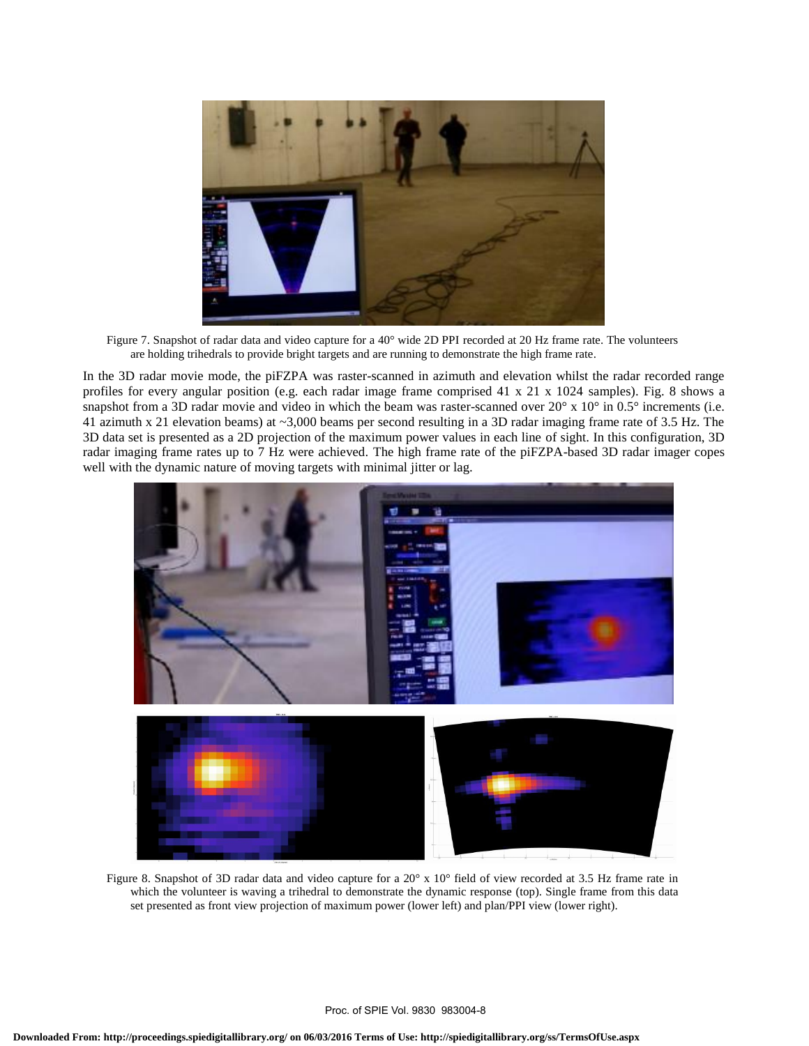Figure 7. Snapshot of radar data and video capture for a 40° wide 2D PPI recorded at 20 Hz frame rate. The volunteers are holding trihedrals to provide bright targets and are running to demonstrate the high frame rate.

In the 3D radar movie mode, the piFZPA was raster-scanned in azimuth and elevation whilst the radar recorded range profiles for every angular position (e.g. each radar image frame comprised 41 x 21 x 1024 samples). Fig. 8 shows a snapshot from a 3D radar movie and video in which the beam was raster-scanned over 20° x 10° in 0.5° increments (i.e. 41 azimuth x 21 elevation beams) at ~3,000 beams per second resulting in a 3D radar imaging frame rate of 3.5 Hz. The 3D data set is presented as a 2D projection of the maximum power values in each line of sight. In this configuration, 3D radar imaging frame rates up to 7 Hz were achieved. The high frame rate of the piFZPA-based 3D radar imager copes well with the dynamic nature of moving targets with minimal jitter or lag.

Figure 8. Snapshot of 3D radar data and video capture for a 20° x 10° field of view recorded at 3.5 Hz frame rate in which the volunteer is waving a trihedral to demonstrate the dynamic response (top). Single frame from this data set presented as front view projection of maximum power (lower left) and plan/PPI view (lower right).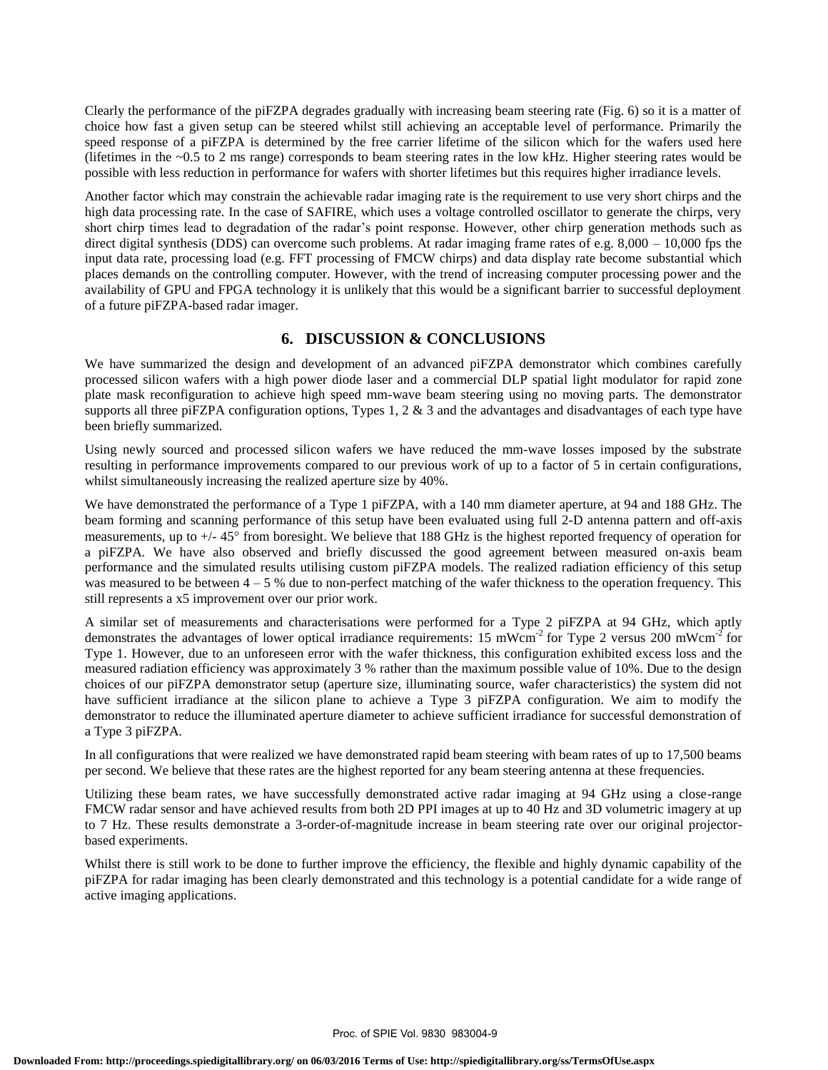Clearly the performance of the piFZPA degrades gradually with increasing beam steering rate (Fig. 6) so it is a matter of choice how fast a given setup can be steered whilst still achieving an acceptable level of performance. Primarily the speed response of a piFZPA is determined by the free carrier lifetime of the silicon which for the wafers used here (lifetimes in the ~0.5 to 2 ms range) corresponds to beam steering rates in the low kHz. Higher steering rates would be possible with less reduction in performance for wafers with shorter lifetimes but this requires higher irradiance levels.

Another factor which may constrain the achievable radar imaging rate is the requirement to use very short chirps and the high data processing rate. In the case of SAFIRE, which uses a voltage controlled oscillator to generate the chirps, very short chirp times lead to degradation of the radar's point response. However, other chirp generation methods such as direct digital synthesis (DDS) can overcome such problems. At radar imaging frame rates of e.g. 8,000 – 10,000 fps the input data rate, processing load (e.g. FFT processing of FMCW chirps) and data display rate become substantial which places demands on the controlling computer. However, with the trend of increasing computer processing power and the availability of GPU and FPGA technology it is unlikely that this would be a significant barrier to successful deployment of a future piFZPA-based radar imager.

## 6. DISCUSSION & CONCLUSIONS

We have summarized the design and development of an advanced piFZPA demonstrator which combines carefully processed silicon wafers with a high power diode laser and a commercial DLP spatial light modulator for rapid zone plate mask reconfiguration to achieve high speed mm-wave beam steering using no moving parts. The demonstrator supports all three piFZPA configuration options, Types 1, 2 & 3 and the advantages and disadvantages of each type have been briefly summarized.

Using newly sourced and processed silicon wafers we have reduced the mm-wave losses imposed by the substrate resulting in performance improvements compared to our previous work of up to a factor of 5 in certain configurations, whilst simultaneously increasing the realized aperture size by 40%.

We have demonstrated the performance of a Type 1 piFZPA, with a 140 mm diameter aperture, at 94 and 188 GHz. The beam forming and scanning performance of this setup have been evaluated using full 2-D antenna pattern and off-axis measurements, up to +/- 45° from boresight. We believe that 188 GHz is the highest reported frequency of operation for a piFZPA. We have also observed and briefly discussed the good agreement between measured on-axis beam performance and the simulated results utilising custom piFZPA models. The realized radiation efficiency of this setup was measured to be between 4 – 5 % due to non-perfect matching of the wafer thickness to the operation frequency. This still represents a x5 improvement over our prior work.

A similar set of measurements and characterisations were performed for a Type 2 piFZPA at 94 GHz, which aptly demonstrates the advantages of lower optical irradiance requirements: 15 $mWcm^{-2}$ for Type 2 versus 200 $mWcm^{-2}$ for Type 1. However, due to an unforeseen error with the wafer thickness, this configuration exhibited excess loss and the measured radiation efficiency was approximately 3 % rather than the maximum possible value of 10%. Due to the design choices of our piFZPA demonstrator setup (aperture size, illuminating source, wafer characteristics) the system did not have sufficient irradiance at the silicon plane to achieve a Type 3 piFZPA configuration. We aim to modify the demonstrator to reduce the illuminated aperture diameter to achieve sufficient irradiance for successful demonstration of a Type 3 piFZPA.

In all configurations that were realized we have demonstrated rapid beam steering with beam rates of up to 17,500 beams per second. We believe that these rates are the highest reported for any beam steering antenna at these frequencies.

Utilizing these beam rates, we have successfully demonstrated active radar imaging at 94 GHz using a close-range FMCW radar sensor and have achieved results from both 2D PPI images at up to 40 Hz and 3D volumetric imagery at up to 7 Hz. These results demonstrate a 3-order-of-magnitude increase in beam steering rate over our original projector-based experiments.

Whilst there is still work to be done to further improve the efficiency, the flexible and highly dynamic capability of the piFZPA for radar imaging has been clearly demonstrated and this technology is a potential candidate for a wide range of active imaging applications.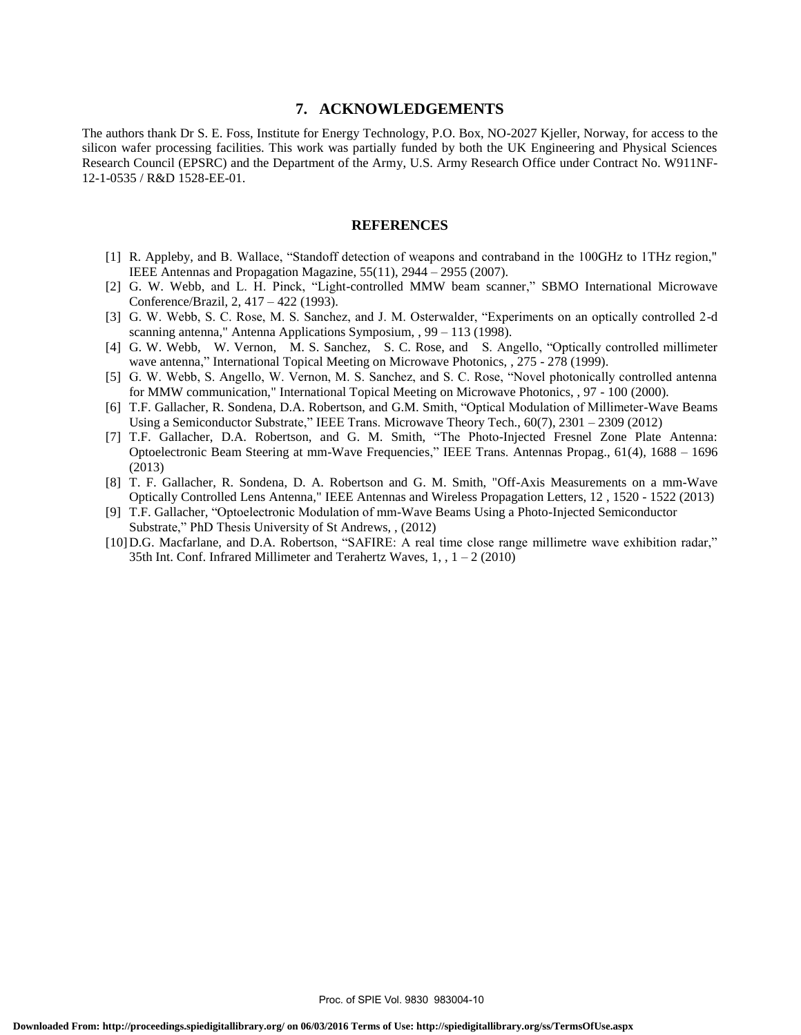## 7. ACKNOWLEDGEMENTS

The authors thank Dr S. E. Foss, Institute for Energy Technology, P.O. Box, NO-2027 Kjeller, Norway, for access to the silicon wafer processing facilities. This work was partially funded by both the UK Engineering and Physical Sciences Research Council (EPSRC) and the Department of the Army, U.S. Army Research Office under Contract No. W911NF-12-1-0535 / R&D 1528-EE-01.

## REFERENCES

[1] R. Appleby, and B. Wallace, "Standoff detection of weapons and contraband in the 100GHz to 1THz region," IEEE Antennas and Propagation Magazine, 55(11), 2944 – 2955 (2007).

[2] G. W. Webb, and L. H. Pinck, "Light-controlled MMW beam scanner," SBMO International Microwave Conference/Brazil, 2, 417 – 422 (1993).

[3] G. W. Webb, S. C. Rose, M. S. Sanchez, and J. M. Osterwalder, "Experiments on an optically controlled 2-d scanning antenna," Antenna Applications Symposium, , 99 – 113 (1998).

[4] G. W. Webb, W. Vernon, M. S. Sanchez, S. C. Rose, and S. Angello, "Optically controlled millimeter wave antenna," International Topical Meeting on Microwave Photonics, , 275 - 278 (1999).

[5] G. W. Webb, S. Angello, W. Vernon, M. S. Sanchez, and S. C. Rose, "Novel photonically controlled antenna for MMW communication," International Topical Meeting on Microwave Photonics, , 97 - 100 (2000).

[6] T.F. Gallacher, R. Sondena, D.A. Robertson, and G.M. Smith, "Optical Modulation of Millimeter-Wave Beams Using a Semiconductor Substrate," IEEE Trans. Microwave Theory Tech., 60(7), 2301 – 2309 (2012)

[7] T.F. Gallacher, D.A. Robertson, and G. M. Smith, "The Photo-Injected Fresnel Zone Plate Antenna: Optoelectronic Beam Steering at mm-Wave Frequencies," IEEE Trans. Antennas Propag., 61(4), 1688 – 1696 (2013)

[8] T. F. Gallacher, R. Sondena, D. A. Robertson and G. M. Smith, "Off-Axis Measurements on a mm-Wave Optically Controlled Lens Antenna," IEEE Antennas and Wireless Propagation Letters, 12 , 1520 - 1522 (2013)

[9] T.F. Gallacher, "Optoelectronic Modulation of mm-Wave Beams Using a Photo-Injected Semiconductor Substrate," PhD Thesis University of St Andrews, , (2012)

[10] D.G. Macfarlane, and D.A. Robertson, "SAFIRE: A real time close range millimetre wave exhibition radar," 35th Int. Conf. Infrared Millimeter and Terahertz Waves, 1, , 1 – 2 (2010)